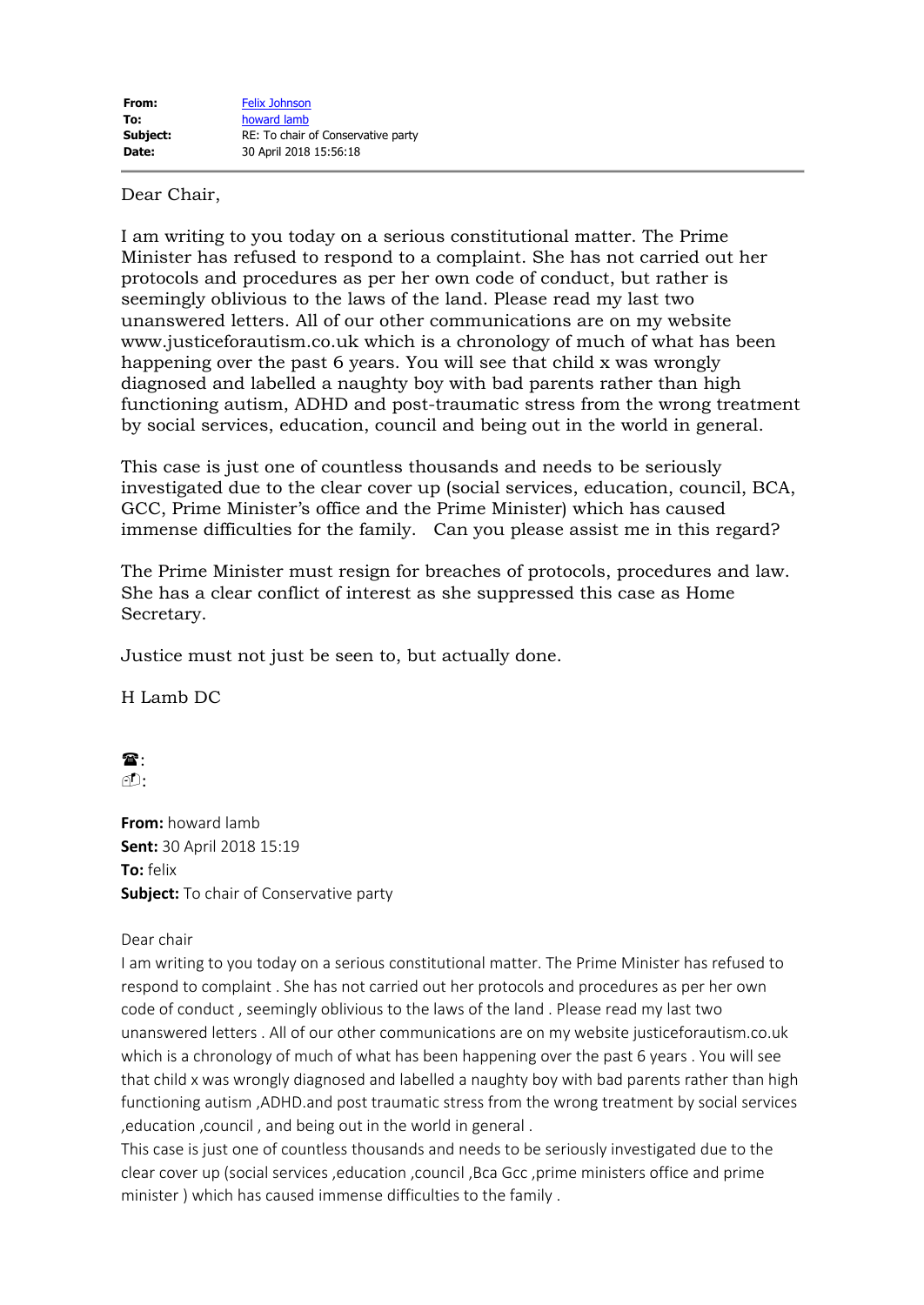| | |
|---|---|
| **From:** | Felix Johnson |
| **To:** | howard lamb |
| **Subject:** | RE: To chair of Conservative party |
| **Date:** | 30 April 2018 15:56:18 |

---

Dear Chair,

I am writing to you today on a serious constitutional matter. The Prime Minister has refused to respond to a complaint. She has not carried out her protocols and procedures as per her own code of conduct, but rather is seemingly oblivious to the laws of the land. Please read my last two unanswered letters. All of our other communications are on my website www.justiceforautism.co.uk which is a chronology of much of what has been happening over the past 6 years. You will see that child x was wrongly diagnosed and labelled a naughty boy with bad parents rather than high functioning autism, ADHD and post-traumatic stress from the wrong treatment by social services, education, council and being out in the world in general.

This case is just one of countless thousands and needs to be seriously investigated due to the clear cover up (social services, education, council, BCA, GCC, Prime Minister's office and the Prime Minister) which has caused immense difficulties for the family. Can you please assist me in this regard?

The Prime Minister must resign for breaches of protocols, procedures and law. She has a clear conflict of interest as she suppressed this case as Home Secretary.

Justice must not just be seen to, but actually done.

H Lamb DC

☎:
✉:

**From:** howard lamb
**Sent:** 30 April 2018 15:19
**To:** felix
**Subject:** To chair of Conservative party

Dear chair
I am writing to you today on a serious constitutional matter. The Prime Minister has refused to respond to complaint . She has not carried out her protocols and procedures as per her own code of conduct , seemingly oblivious to the laws of the land . Please read my last two unanswered letters . All of our other communications are on my website justiceforautism.co.uk which is a chronology of much of what has been happening over the past 6 years . You will see that child x was wrongly diagnosed and labelled a naughty boy with bad parents rather than high functioning autism ,ADHD.and post traumatic stress from the wrong treatment by social services ,education ,council , and being out in the world in general .
This case is just one of countless thousands and needs to be seriously investigated due to the clear cover up (social services ,education ,council ,Bca Gcc ,prime ministers office and prime minister ) which has caused immense difficulties to the family .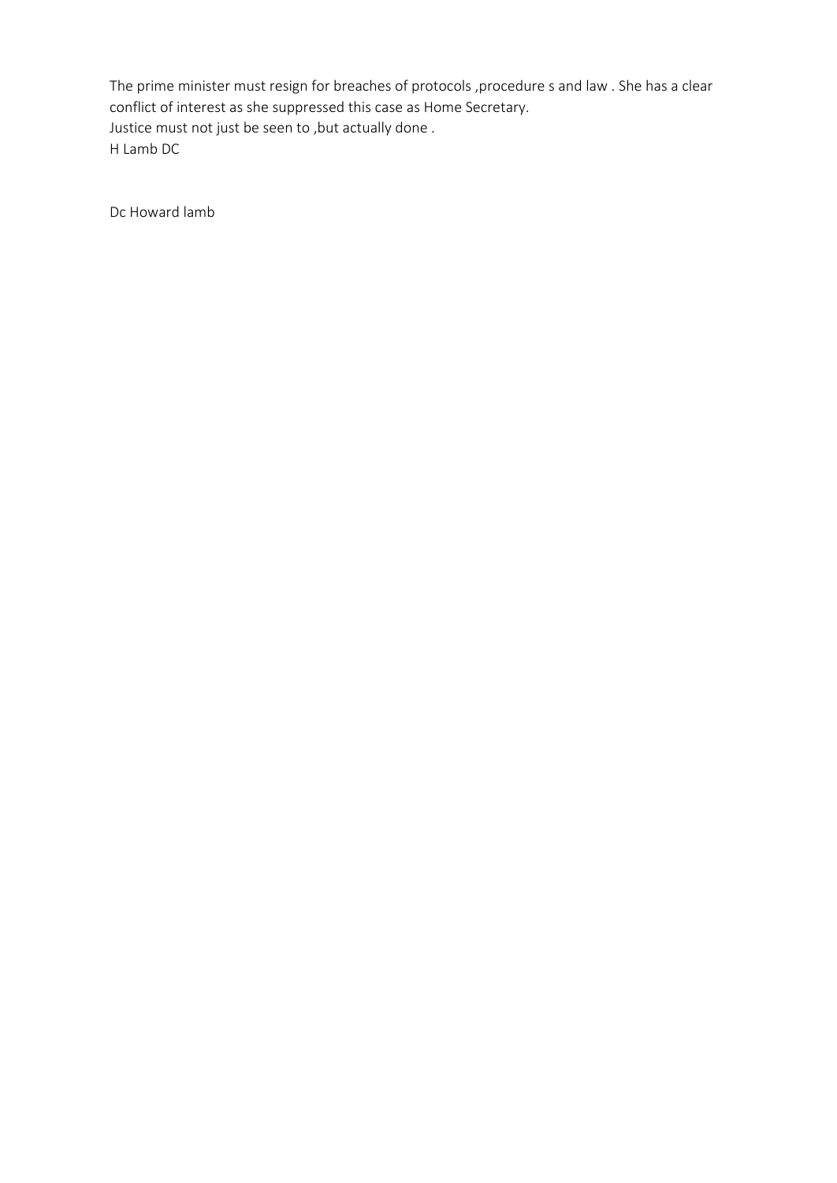The prime minister must resign for breaches of protocols ,procedure s and law . She has a clear conflict of interest as she suppressed this case as Home Secretary.
Justice must not just be seen to ,but actually done .
H Lamb DC

Dc Howard lamb